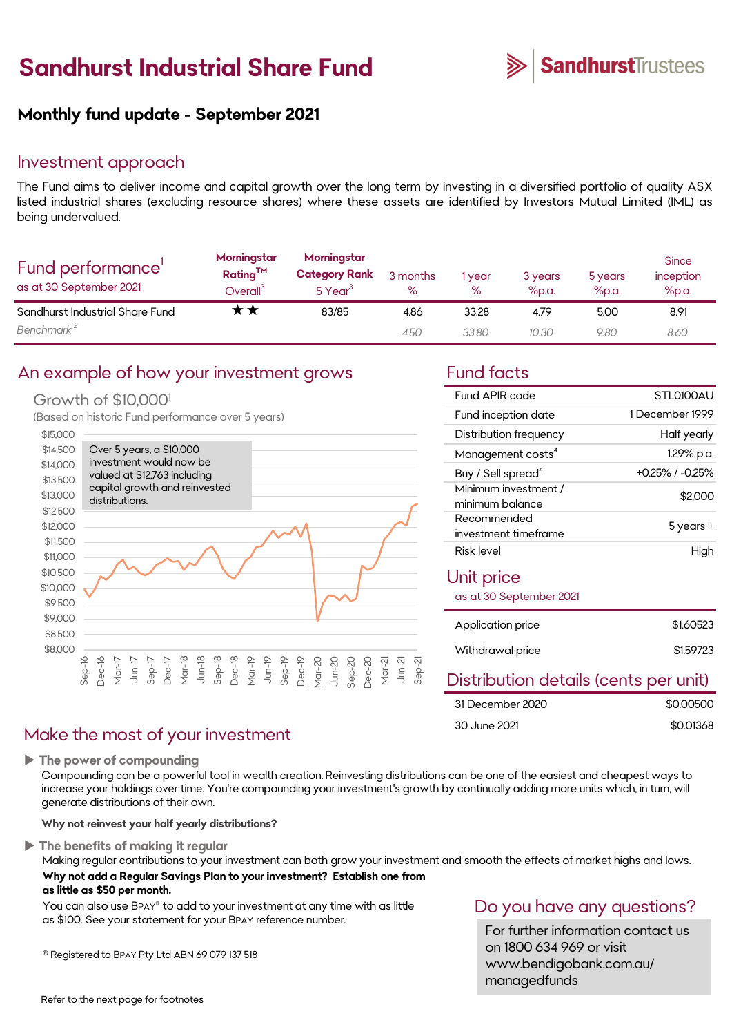# Sandhurst Industrial Share Fund

**Sandhurst**Trustees

## Monthly fund update - September 2021

## Investment approach

The Fund aims to deliver income and capital growth over the long term by investing in a diversified portfolio of quality ASX listed industrial shares (excluding resource shares) where these assets are identified by Investors Mutual Limited (IML) as being undervalued.

## Fund performance[1]

as at 30 September 2021

| | Morningstar Rating™ Overall[3] | Morningstar Category Rank 5 Year[3] | 3 months % | 1 year % | 3 years %p.a. | 5 years %p.a. | Since inception %p.a. |
|---|---|---|---|---|---|---|---|
| Sandhurst Industrial Share Fund | ★★ | 83/85 | 4.86 | 33.28 | 4.79 | 5.00 | 8.91 |
| *Benchmark[2]* | | | *4.50* | *33.80* | *10.30* | *9.80* | *8.60* |

## An example of how your investment grows

Growth of $10,000[1]

(Based on historic Fund performance over 5 years)

Over 5 years, a $10,000 investment would now be valued at $12,763 including capital growth and reinvested distributions.

## Fund facts

| | |
|---|---|
| Fund APIR code | STL0100AU |
| Fund inception date | 1 December 1999 |
| Distribution frequency | Half yearly |
| Management costs[4] | 1.29% p.a. |
| Buy / Sell spread[4] | +0.25% / -0.25% |
| Minimum investment / minimum balance | $2,000 |
| Recommended investment timeframe | 5 years + |
| Risk level | High |

## Unit price

as at 30 September 2021

| | |
|---|---|
| Application price | $1.60523 |
| Withdrawal price | $1.59723 |

## Distribution details (cents per unit)

| | |
|---|---|
| 31 December 2020 | $0.00500 |
| 30 June 2021 | $0.01368 |

## Make the most of your investment

### ▶ The power of compounding

Compounding can be a powerful tool in wealth creation. Reinvesting distributions can be one of the easiest and cheapest ways to increase your holdings over time. You're compounding your investment's growth by continually adding more units which, in turn, will generate distributions of their own.

**Why not reinvest your half yearly distributions?**

### ▶ The benefits of making it regular

Making regular contributions to your investment can both grow your investment and smooth the effects of market highs and lows.

**Why not add a Regular Savings Plan to your investment? Establish one from as little as $50 per month.**

You can also use BPAY® to add to your investment at any time with as little as $100. See your statement for your BPAY reference number.

® Registered to BPAY Pty Ltd ABN 69 079 137 518

## Do you have any questions?

For further information contact us on 1800 634 969 or visit www.bendigobank.com.au/managedfunds

Refer to the next page for footnotes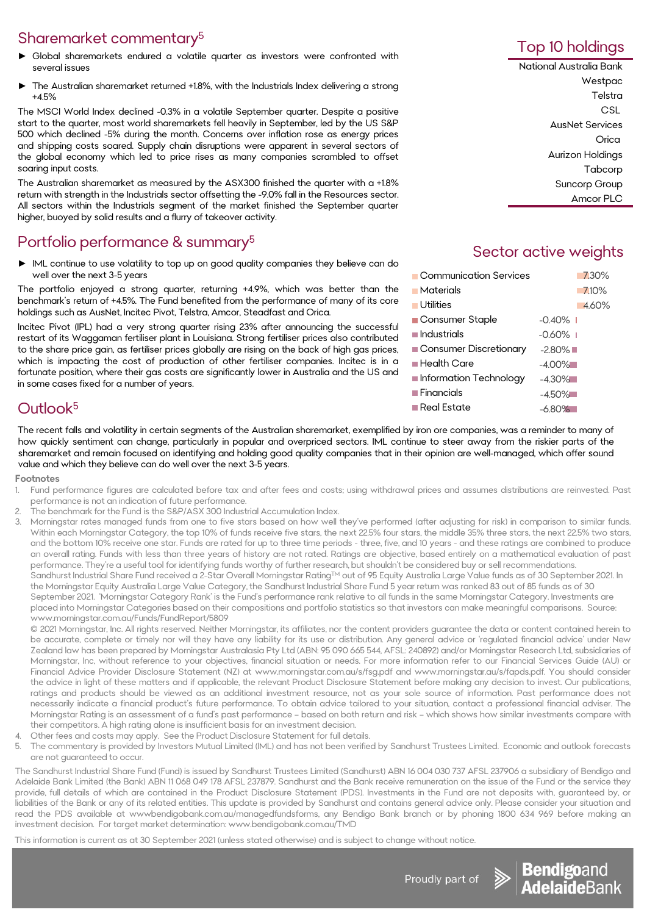## Sharemarket commentary[5]

- Global sharemarkets endured a volatile quarter as investors were confronted with several issues
- The Australian sharemarket returned +1.8%, with the Industrials Index delivering a strong +4.5%

The MSCI World Index declined -0.3% in a volatile September quarter. Despite a positive start to the quarter, most world sharemarkets fell heavily in September, led by the US S&P 500 which declined -5% during the month. Concerns over inflation rose as energy prices and shipping costs soared. Supply chain disruptions were apparent in several sectors of the global economy which led to price rises as many companies scrambled to offset soaring input costs.

The Australian sharemarket as measured by the ASX300 finished the quarter with a +1.8% return with strength in the Industrials sector offsetting the -9.0% fall in the Resources sector. All sectors within the Industrials segment of the market finished the September quarter higher, buoyed by solid results and a flurry of takeover activity.

## Portfolio performance & summary[5]

- IML continue to use volatility to top up on good quality companies they believe can do well over the next 3-5 years

The portfolio enjoyed a strong quarter, returning +4.9%, which was better than the benchmark's return of +4.5%. The Fund benefited from the performance of many of its core holdings such as AusNet, Incitec Pivot, Telstra, Amcor, Steadfast and Orica.

Incitec Pivot (IPL) had a very strong quarter rising 23% after announcing the successful restart of its Waggaman fertiliser plant in Louisiana. Strong fertiliser prices also contributed to the share price gain, as fertiliser prices globally are rising on the back of high gas prices, which is impacting the cost of production of other fertiliser companies. Incitec is in a fortunate position, where their gas costs are significantly lower in Australia and the US and in some cases fixed for a number of years.

## Outlook[5]

The recent falls and volatility in certain segments of the Australian sharemarket, exemplified by iron ore companies, was a reminder to many of how quickly sentiment can change, particularly in popular and overpriced sectors. IML continue to steer away from the riskier parts of the sharemarket and remain focused on identifying and holding good quality companies that in their opinion are well-managed, which offer sound value and which they believe can do well over the next 3-5 years.

## Top 10 holdings

National Australia Bank
Westpac
Telstra
CSL
AusNet Services
Orica
Aurizon Holdings
Tabcorp
Suncorp Group
Amcor PLC

## Sector active weights

Communication Services 7.30%
Materials 7.10%
Utilities 4.60%
Consumer Staple -0.40%
Industrials -0.60%
Consumer Discretionary -2.80%
Health Care -4.00%
Information Technology -4.30%
Financials -4.50%
Real Estate -6.80%

**Footnotes**

1. Fund performance figures are calculated before tax and after fees and costs; using withdrawal prices and assumes distributions are reinvested. Past performance is not an indication of future performance.
2. The benchmark for the Fund is the S&P/ASX 300 Industrial Accumulation Index.
3. Morningstar rates managed funds from one to five stars based on how well they've performed (after adjusting for risk) in comparison to similar funds. Within each Morningstar Category, the top 10% of funds receive five stars, the next 22.5% four stars, the middle 35% three stars, the next 22.5% two stars, and the bottom 10% receive one star. Funds are rated for up to three time periods - three, five, and 10 years - and these ratings are combined to produce an overall rating. Funds with less than three years of history are not rated. Ratings are objective, based entirely on a mathematical evaluation of past performance. They're a useful tool for identifying funds worthy of further research, but shouldn't be considered buy or sell recommendations.
   Sandhurst Industrial Share Fund received a 2-Star Overall Morningstar Rating™ out of 95 Equity Australia Large Value funds as of 30 September 2021. In the Morningstar Equity Australia Large Value Category, the Sandhurst Industrial Share Fund 5 year return was ranked 83 out of 85 funds as of 30 September 2021. 'Morningstar Category Rank' is the Fund's performance rank relative to all funds in the same Morningstar Category. Investments are placed into Morningstar Categories based on their compositions and portfolio statistics so that investors can make meaningful comparisons. Source: www.morningstar.com.au/Funds/FundReport/5809
   © 2021 Morningstar, Inc. All rights reserved. Neither Morningstar, its affiliates, nor the content providers guarantee the data or content contained herein to be accurate, complete or timely nor will they have any liability for its use or distribution. Any general advice or 'regulated financial advice' under New Zealand law has been prepared by Morningstar Australasia Pty Ltd (ABN: 95 090 665 544, AFSL: 240892) and/or Morningstar Research Ltd, subsidiaries of Morningstar, Inc, without reference to your objectives, financial situation or needs. For more information refer to our Financial Services Guide (AU) or Financial Advice Provider Disclosure Statement (NZ) at www.morningstar.com.au/s/fsg.pdf and www.morningstar.com.au/s/fapds.pdf. You should consider the advice in light of these matters and if applicable, the relevant Product Disclosure Statement before making any decision to invest. Our publications, ratings and products should be viewed as an additional investment resource, not as your sole source of information. Past performance does not necessarily indicate a financial product's future performance. To obtain advice tailored to your situation, contact a professional financial adviser. The Morningstar Rating is an assessment of a fund's past performance – based on both return and risk – which shows how similar investments compare with their competitors. A high rating alone is insufficient basis for an investment decision.
4. Other fees and costs may apply. See the Product Disclosure Statement for full details.
5. The commentary is provided by Investors Mutual Limited (IML) and has not been verified by Sandhurst Trustees Limited. Economic and outlook forecasts are not guaranteed to occur.

The Sandhurst Industrial Share Fund (Fund) is issued by Sandhurst Trustees Limited (Sandhurst) ABN 16 004 030 737 AFSL 237906 a subsidiary of Bendigo and Adelaide Bank Limited (the Bank) ABN 11 068 049 178 AFSL 237879. Sandhurst and the Bank receive remuneration on the issue of the Fund or the service they provide, full details of which are contained in the Product Disclosure Statement (PDS). Investments in the Fund are not deposits with, guaranteed by, or liabilities of the Bank or any of its related entities. This update is provided by Sandhurst and contains general advice only. Please consider your situation and read the PDS available at wwwbendigobank.com.au/managedfundsforms, any Bendigo Bank branch or by phoning 1800 634 969 before making an investment decision. For target market determination: www.bendigobank.com.au/TMD

This information is current as at 30 September 2021 (unless stated otherwise) and is subject to change without notice.

Proudly part of Bendigo and Adelaide Bank